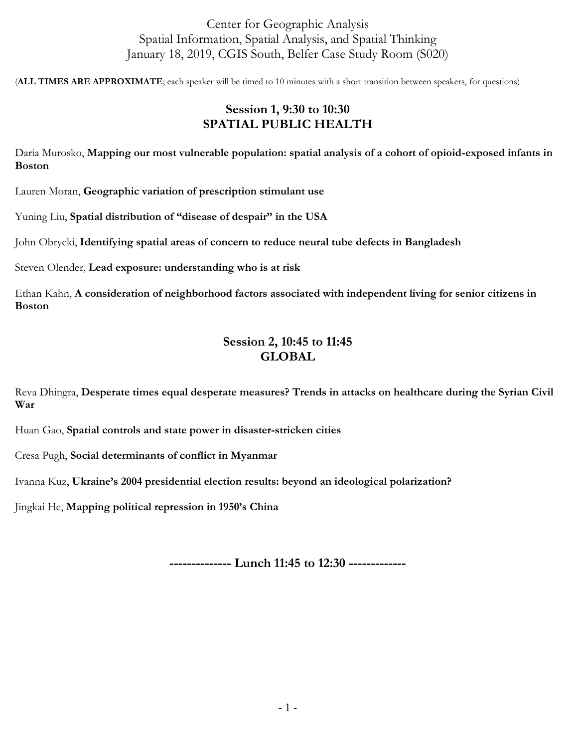Center for Geographic Analysis
Spatial Information, Spatial Analysis, and Spatial Thinking
January 18, 2019, CGIS South, Belfer Case Study Room (S020)

(**ALL TIMES ARE APPROXIMATE**; each speaker will be timed to 10 minutes with a short transition between speakers, for questions)

## Session 1, 9:30 to 10:30
## SPATIAL PUBLIC HEALTH

Daria Murosko, **Mapping our most vulnerable population: spatial analysis of a cohort of opioid-exposed infants in Boston**

Lauren Moran, **Geographic variation of prescription stimulant use**

Yuning Liu, **Spatial distribution of "disease of despair" in the USA**

John Obrycki, **Identifying spatial areas of concern to reduce neural tube defects in Bangladesh**

Steven Olender, **Lead exposure: understanding who is at risk**

Ethan Kahn, **A consideration of neighborhood factors associated with independent living for senior citizens in Boston**

## Session 2, 10:45 to 11:45
## GLOBAL

Reva Dhingra, **Desperate times equal desperate measures? Trends in attacks on healthcare during the Syrian Civil War**

Huan Gao, **Spatial controls and state power in disaster-stricken cities**

Cresa Pugh, **Social determinants of conflict in Myanmar**

Ivanna Kuz, **Ukraine's 2004 presidential election results: beyond an ideological polarization?**

Jingkai He, **Mapping political repression in 1950's China**

**-------------- Lunch 11:45 to 12:30 -------------**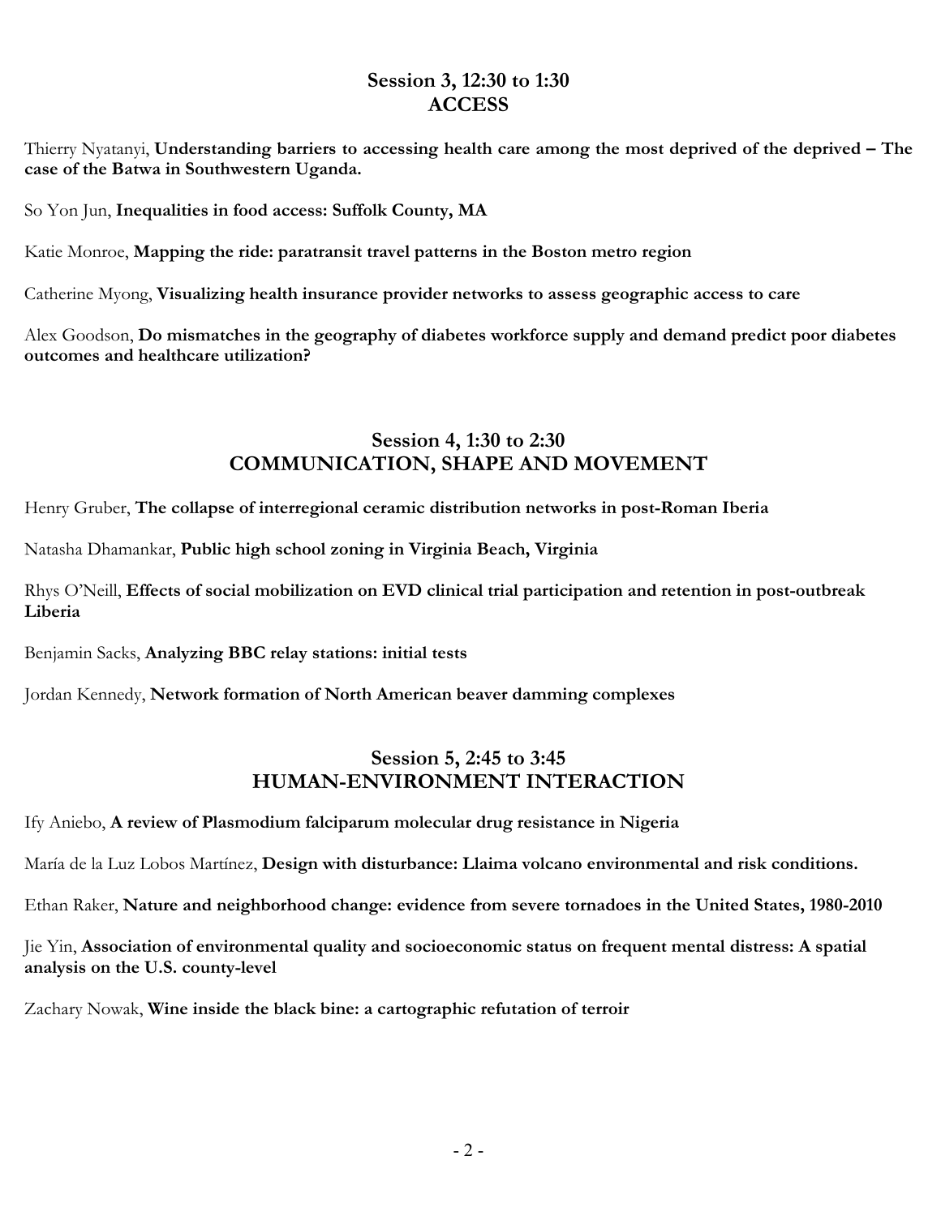## Session 3, 12:30 to 1:30
## ACCESS

Thierry Nyatanyi, **Understanding barriers to accessing health care among the most deprived of the deprived – The case of the Batwa in Southwestern Uganda.**

So Yon Jun, **Inequalities in food access: Suffolk County, MA**

Katie Monroe, **Mapping the ride: paratransit travel patterns in the Boston metro region**

Catherine Myong, **Visualizing health insurance provider networks to assess geographic access to care**

Alex Goodson, **Do mismatches in the geography of diabetes workforce supply and demand predict poor diabetes outcomes and healthcare utilization?**

## Session 4, 1:30 to 2:30
## COMMUNICATION, SHAPE AND MOVEMENT

Henry Gruber, **The collapse of interregional ceramic distribution networks in post-Roman Iberia**

Natasha Dhamankar, **Public high school zoning in Virginia Beach, Virginia**

Rhys O'Neill, **Effects of social mobilization on EVD clinical trial participation and retention in post-outbreak Liberia**

Benjamin Sacks, **Analyzing BBC relay stations: initial tests**

Jordan Kennedy, **Network formation of North American beaver damming complexes**

## Session 5, 2:45 to 3:45
## HUMAN-ENVIRONMENT INTERACTION

Ify Aniebo, **A review of Plasmodium falciparum molecular drug resistance in Nigeria**

María de la Luz Lobos Martínez, **Design with disturbance: Llaima volcano environmental and risk conditions.**

Ethan Raker, **Nature and neighborhood change: evidence from severe tornadoes in the United States, 1980-2010**

Jie Yin, **Association of environmental quality and socioeconomic status on frequent mental distress: A spatial analysis on the U.S. county-level**

Zachary Nowak, **Wine inside the black bine: a cartographic refutation of terroir**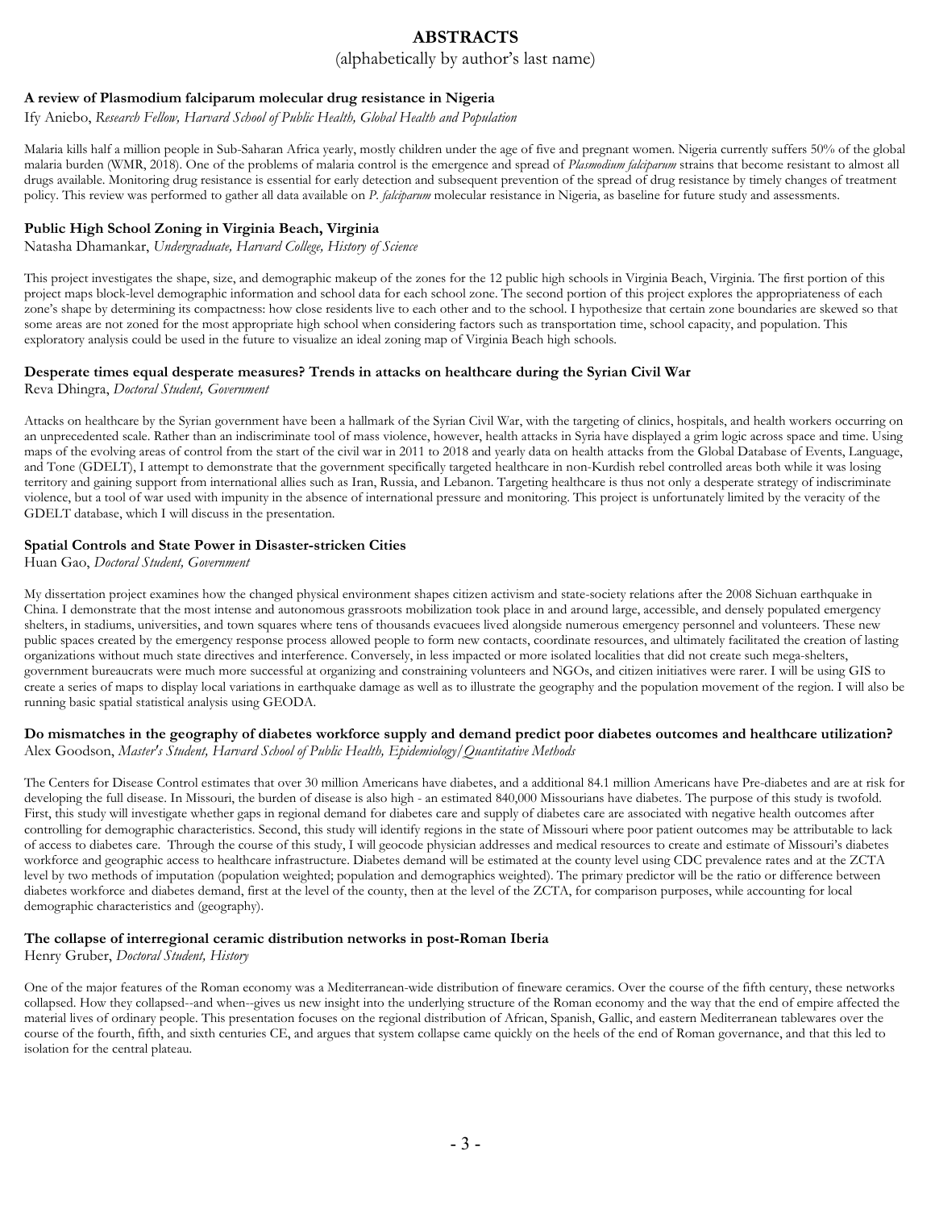# ABSTRACTS

(alphabetically by author's last name)

### A review of Plasmodium falciparum molecular drug resistance in Nigeria

Ify Aniebo, *Research Fellow, Harvard School of Public Health, Global Health and Population*

Malaria kills half a million people in Sub-Saharan Africa yearly, mostly children under the age of five and pregnant women. Nigeria currently suffers 50% of the global malaria burden (WMR, 2018). One of the problems of malaria control is the emergence and spread of *Plasmodium falciparum* strains that become resistant to almost all drugs available. Monitoring drug resistance is essential for early detection and subsequent prevention of the spread of drug resistance by timely changes of treatment policy. This review was performed to gather all data available on *P. falciparum* molecular resistance in Nigeria, as baseline for future study and assessments.

### Public High School Zoning in Virginia Beach, Virginia

Natasha Dhamankar, *Undergraduate, Harvard College, History of Science*

This project investigates the shape, size, and demographic makeup of the zones for the 12 public high schools in Virginia Beach, Virginia. The first portion of this project maps block-level demographic information and school data for each school zone. The second portion of this project explores the appropriateness of each zone's shape by determining its compactness: how close residents live to each other and to the school. I hypothesize that certain zone boundaries are skewed so that some areas are not zoned for the most appropriate high school when considering factors such as transportation time, school capacity, and population. This exploratory analysis could be used in the future to visualize an ideal zoning map of Virginia Beach high schools.

### Desperate times equal desperate measures? Trends in attacks on healthcare during the Syrian Civil War

Reva Dhingra, *Doctoral Student, Government*

Attacks on healthcare by the Syrian government have been a hallmark of the Syrian Civil War, with the targeting of clinics, hospitals, and health workers occurring on an unprecedented scale. Rather than an indiscriminate tool of mass violence, however, health attacks in Syria have displayed a grim logic across space and time. Using maps of the evolving areas of control from the start of the civil war in 2011 to 2018 and yearly data on health attacks from the Global Database of Events, Language, and Tone (GDELT), I attempt to demonstrate that the government specifically targeted healthcare in non-Kurdish rebel controlled areas both while it was losing territory and gaining support from international allies such as Iran, Russia, and Lebanon. Targeting healthcare is thus not only a desperate strategy of indiscriminate violence, but a tool of war used with impunity in the absence of international pressure and monitoring. This project is unfortunately limited by the veracity of the GDELT database, which I will discuss in the presentation.

### Spatial Controls and State Power in Disaster-stricken Cities

Huan Gao, *Doctoral Student, Government*

My dissertation project examines how the changed physical environment shapes citizen activism and state-society relations after the 2008 Sichuan earthquake in China. I demonstrate that the most intense and autonomous grassroots mobilization took place in and around large, accessible, and densely populated emergency shelters, in stadiums, universities, and town squares where tens of thousands evacuees lived alongside numerous emergency personnel and volunteers. These new public spaces created by the emergency response process allowed people to form new contacts, coordinate resources, and ultimately facilitated the creation of lasting organizations without much state directives and interference. Conversely, in less impacted or more isolated localities that did not create such mega-shelters, government bureaucrats were much more successful at organizing and constraining volunteers and NGOs, and citizen initiatives were rarer. I will be using GIS to create a series of maps to display local variations in earthquake damage as well as to illustrate the geography and the population movement of the region. I will also be running basic spatial statistical analysis using GEODA.

### Do mismatches in the geography of diabetes workforce supply and demand predict poor diabetes outcomes and healthcare utilization?

Alex Goodson, *Master's Student, Harvard School of Public Health, Epidemiology/Quantitative Methods*

The Centers for Disease Control estimates that over 30 million Americans have diabetes, and a additional 84.1 million Americans have Pre-diabetes and are at risk for developing the full disease. In Missouri, the burden of disease is also high - an estimated 840,000 Missourians have diabetes. The purpose of this study is twofold. First, this study will investigate whether gaps in regional demand for diabetes care and supply of diabetes care are associated with negative health outcomes after controlling for demographic characteristics. Second, this study will identify regions in the state of Missouri where poor patient outcomes may be attributable to lack of access to diabetes care. Through the course of this study, I will geocode physician addresses and medical resources to create and estimate of Missouri's diabetes workforce and geographic access to healthcare infrastructure. Diabetes demand will be estimated at the county level using CDC prevalence rates and at the ZCTA level by two methods of imputation (population weighted; population and demographics weighted). The primary predictor will be the ratio or difference between diabetes workforce and diabetes demand, first at the level of the county, then at the level of the ZCTA, for comparison purposes, while accounting for local demographic characteristics and (geography).

### The collapse of interregional ceramic distribution networks in post-Roman Iberia

Henry Gruber, *Doctoral Student, History*

One of the major features of the Roman economy was a Mediterranean-wide distribution of fineware ceramics. Over the course of the fifth century, these networks collapsed. How they collapsed--and when--gives us new insight into the underlying structure of the Roman economy and the way that the end of empire affected the material lives of ordinary people. This presentation focuses on the regional distribution of African, Spanish, Gallic, and eastern Mediterranean tablewares over the course of the fourth, fifth, and sixth centuries CE, and argues that system collapse came quickly on the heels of the end of Roman governance, and that this led to isolation for the central plateau.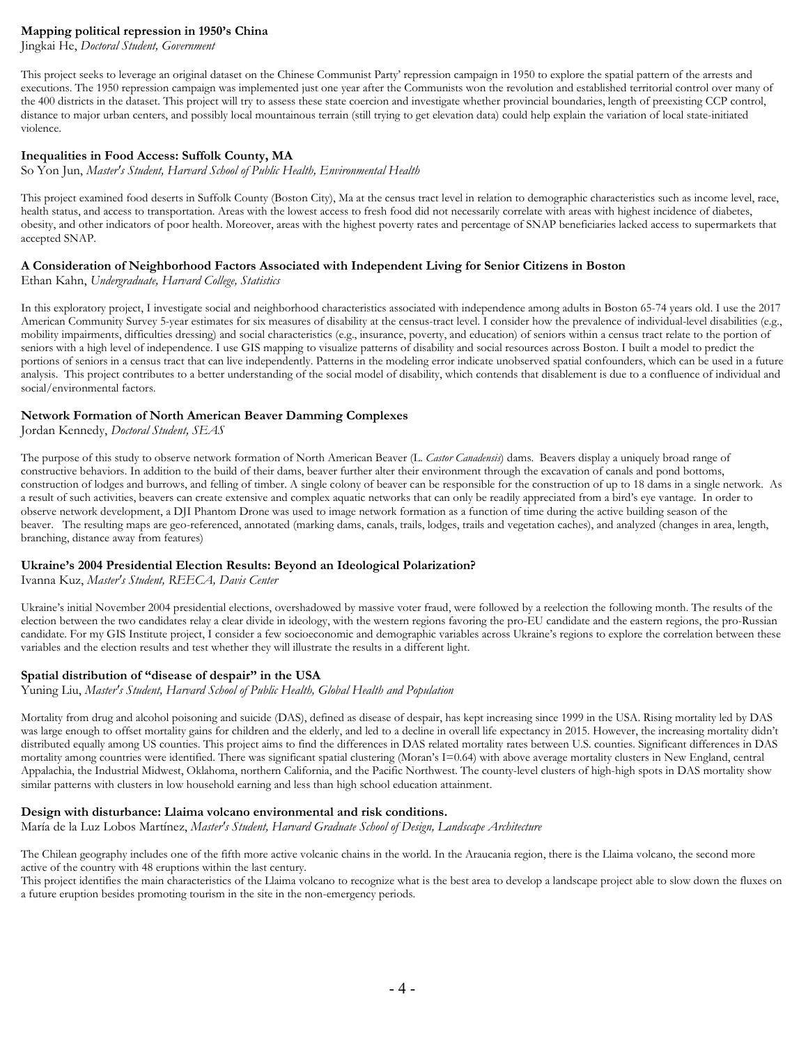**Mapping political repression in 1950's China**

Jingkai He, *Doctoral Student, Government*

This project seeks to leverage an original dataset on the Chinese Communist Party' repression campaign in 1950 to explore the spatial pattern of the arrests and executions. The 1950 repression campaign was implemented just one year after the Communists won the revolution and established territorial control over many of the 400 districts in the dataset. This project will try to assess these state coercion and investigate whether provincial boundaries, length of preexisting CCP control, distance to major urban centers, and possibly local mountainous terrain (still trying to get elevation data) could help explain the variation of local state-initiated violence.

**Inequalities in Food Access: Suffolk County, MA**

So Yon Jun, *Master's Student, Harvard School of Public Health, Environmental Health*

This project examined food deserts in Suffolk County (Boston City), Ma at the census tract level in relation to demographic characteristics such as income level, race, health status, and access to transportation. Areas with the lowest access to fresh food did not necessarily correlate with areas with highest incidence of diabetes, obesity, and other indicators of poor health. Moreover, areas with the highest poverty rates and percentage of SNAP beneficiaries lacked access to supermarkets that accepted SNAP.

**A Consideration of Neighborhood Factors Associated with Independent Living for Senior Citizens in Boston**

Ethan Kahn, *Undergraduate, Harvard College, Statistics*

In this exploratory project, I investigate social and neighborhood characteristics associated with independence among adults in Boston 65-74 years old. I use the 2017 American Community Survey 5-year estimates for six measures of disability at the census-tract level. I consider how the prevalence of individual-level disabilities (e.g., mobility impairments, difficulties dressing) and social characteristics (e.g., insurance, poverty, and education) of seniors within a census tract relate to the portion of seniors with a high level of independence. I use GIS mapping to visualize patterns of disability and social resources across Boston. I built a model to predict the portions of seniors in a census tract that can live independently. Patterns in the modeling error indicate unobserved spatial confounders, which can be used in a future analysis. This project contributes to a better understanding of the social model of disability, which contends that disablement is due to a confluence of individual and social/environmental factors.

**Network Formation of North American Beaver Damming Complexes**

Jordan Kennedy, *Doctoral Student, SEAS*

The purpose of this study to observe network formation of North American Beaver (L. *Castor Canadensis*) dams. Beavers display a uniquely broad range of constructive behaviors. In addition to the build of their dams, beaver further alter their environment through the excavation of canals and pond bottoms, construction of lodges and burrows, and felling of timber. A single colony of beaver can be responsible for the construction of up to 18 dams in a single network. As a result of such activities, beavers can create extensive and complex aquatic networks that can only be readily appreciated from a bird's eye vantage. In order to observe network development, a DJI Phantom Drone was used to image network formation as a function of time during the active building season of the beaver. The resulting maps are geo-referenced, annotated (marking dams, canals, trails, lodges, trails and vegetation caches), and analyzed (changes in area, length, branching, distance away from features)

**Ukraine's 2004 Presidential Election Results: Beyond an Ideological Polarization?**

Ivanna Kuz, *Master's Student, REECA, Davis Center*

Ukraine's initial November 2004 presidential elections, overshadowed by massive voter fraud, were followed by a reelection the following month. The results of the election between the two candidates relay a clear divide in ideology, with the western regions favoring the pro-EU candidate and the eastern regions, the pro-Russian candidate. For my GIS Institute project, I consider a few socioeconomic and demographic variables across Ukraine's regions to explore the correlation between these variables and the election results and test whether they will illustrate the results in a different light.

**Spatial distribution of "disease of despair" in the USA**

Yuning Liu, *Master's Student, Harvard School of Public Health, Global Health and Population*

Mortality from drug and alcohol poisoning and suicide (DAS), defined as disease of despair, has kept increasing since 1999 in the USA. Rising mortality led by DAS was large enough to offset mortality gains for children and the elderly, and led to a decline in overall life expectancy in 2015. However, the increasing mortality didn't distributed equally among US counties. This project aims to find the differences in DAS related mortality rates between U.S. counties. Significant differences in DAS mortality among countries were identified. There was significant spatial clustering (Moran's I=0.64) with above average mortality clusters in New England, central Appalachia, the Industrial Midwest, Oklahoma, northern California, and the Pacific Northwest. The county-level clusters of high-high spots in DAS mortality show similar patterns with clusters in low household earning and less than high school education attainment.

**Design with disturbance: Llaima volcano environmental and risk conditions.**

María de la Luz Lobos Martínez, *Master's Student, Harvard Graduate School of Design, Landscape Architecture*

The Chilean geography includes one of the fifth more active volcanic chains in the world. In the Araucania region, there is the Llaima volcano, the second more active of the country with 48 eruptions within the last century.

This project identifies the main characteristics of the Llaima volcano to recognize what is the best area to develop a landscape project able to slow down the fluxes on a future eruption besides promoting tourism in the site in the non-emergency periods.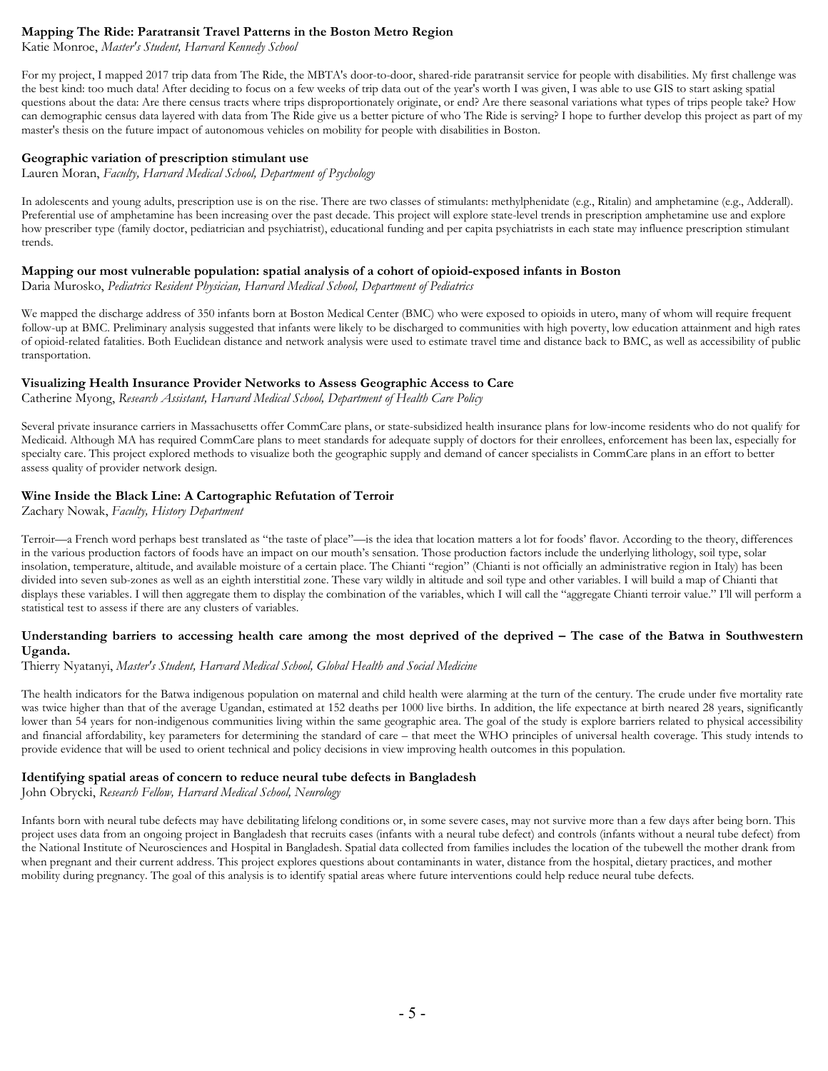**Mapping The Ride: Paratransit Travel Patterns in the Boston Metro Region**
Katie Monroe, *Master's Student, Harvard Kennedy School*

For my project, I mapped 2017 trip data from The Ride, the MBTA's door-to-door, shared-ride paratransit service for people with disabilities. My first challenge was the best kind: too much data! After deciding to focus on a few weeks of trip data out of the year's worth I was given, I was able to use GIS to start asking spatial questions about the data: Are there census tracts where trips disproportionately originate, or end? Are there seasonal variations what types of trips people take? How can demographic census data layered with data from The Ride give us a better picture of who The Ride is serving? I hope to further develop this project as part of my master's thesis on the future impact of autonomous vehicles on mobility for people with disabilities in Boston.

**Geographic variation of prescription stimulant use**
Lauren Moran, *Faculty, Harvard Medical School, Department of Psychology*

In adolescents and young adults, prescription use is on the rise. There are two classes of stimulants: methylphenidate (e.g., Ritalin) and amphetamine (e.g., Adderall). Preferential use of amphetamine has been increasing over the past decade. This project will explore state-level trends in prescription amphetamine use and explore how prescriber type (family doctor, pediatrician and psychiatrist), educational funding and per capita psychiatrists in each state may influence prescription stimulant trends.

**Mapping our most vulnerable population: spatial analysis of a cohort of opioid-exposed infants in Boston**
Daria Murosko, *Pediatrics Resident Physician, Harvard Medical School, Department of Pediatrics*

We mapped the discharge address of 350 infants born at Boston Medical Center (BMC) who were exposed to opioids in utero, many of whom will require frequent follow-up at BMC. Preliminary analysis suggested that infants were likely to be discharged to communities with high poverty, low education attainment and high rates of opioid-related fatalities. Both Euclidean distance and network analysis were used to estimate travel time and distance back to BMC, as well as accessibility of public transportation.

**Visualizing Health Insurance Provider Networks to Assess Geographic Access to Care**
Catherine Myong, *Research Assistant, Harvard Medical School, Department of Health Care Policy*

Several private insurance carriers in Massachusetts offer CommCare plans, or state-subsidized health insurance plans for low-income residents who do not qualify for Medicaid. Although MA has required CommCare plans to meet standards for adequate supply of doctors for their enrollees, enforcement has been lax, especially for specialty care. This project explored methods to visualize both the geographic supply and demand of cancer specialists in CommCare plans in an effort to better assess quality of provider network design.

**Wine Inside the Black Line: A Cartographic Refutation of Terroir**
Zachary Nowak, *Faculty, History Department*

Terroir—a French word perhaps best translated as "the taste of place"—is the idea that location matters a lot for foods' flavor. According to the theory, differences in the various production factors of foods have an impact on our mouth's sensation. Those production factors include the underlying lithology, soil type, solar insolation, temperature, altitude, and available moisture of a certain place. The Chianti "region" (Chianti is not officially an administrative region in Italy) has been divided into seven sub-zones as well as an eighth interstitial zone. These vary wildly in altitude and soil type and other variables. I will build a map of Chianti that displays these variables. I will then aggregate them to display the combination of the variables, which I will call the "aggregate Chianti terroir value." I'll will perform a statistical test to assess if there are any clusters of variables.

**Understanding barriers to accessing health care among the most deprived of the deprived – The case of the Batwa in Southwestern Uganda.**
Thierry Nyatanyi, *Master's Student, Harvard Medical School, Global Health and Social Medicine*

The health indicators for the Batwa indigenous population on maternal and child health were alarming at the turn of the century. The crude under five mortality rate was twice higher than that of the average Ugandan, estimated at 152 deaths per 1000 live births. In addition, the life expectance at birth neared 28 years, significantly lower than 54 years for non-indigenous communities living within the same geographic area. The goal of the study is explore barriers related to physical accessibility and financial affordability, key parameters for determining the standard of care – that meet the WHO principles of universal health coverage. This study intends to provide evidence that will be used to orient technical and policy decisions in view improving health outcomes in this population.

**Identifying spatial areas of concern to reduce neural tube defects in Bangladesh**
John Obrycki, *Research Fellow, Harvard Medical School, Neurology*

Infants born with neural tube defects may have debilitating lifelong conditions or, in some severe cases, may not survive more than a few days after being born. This project uses data from an ongoing project in Bangladesh that recruits cases (infants with a neural tube defect) and controls (infants without a neural tube defect) from the National Institute of Neurosciences and Hospital in Bangladesh. Spatial data collected from families includes the location of the tubewell the mother drank from when pregnant and their current address. This project explores questions about contaminants in water, distance from the hospital, dietary practices, and mother mobility during pregnancy. The goal of this analysis is to identify spatial areas where future interventions could help reduce neural tube defects.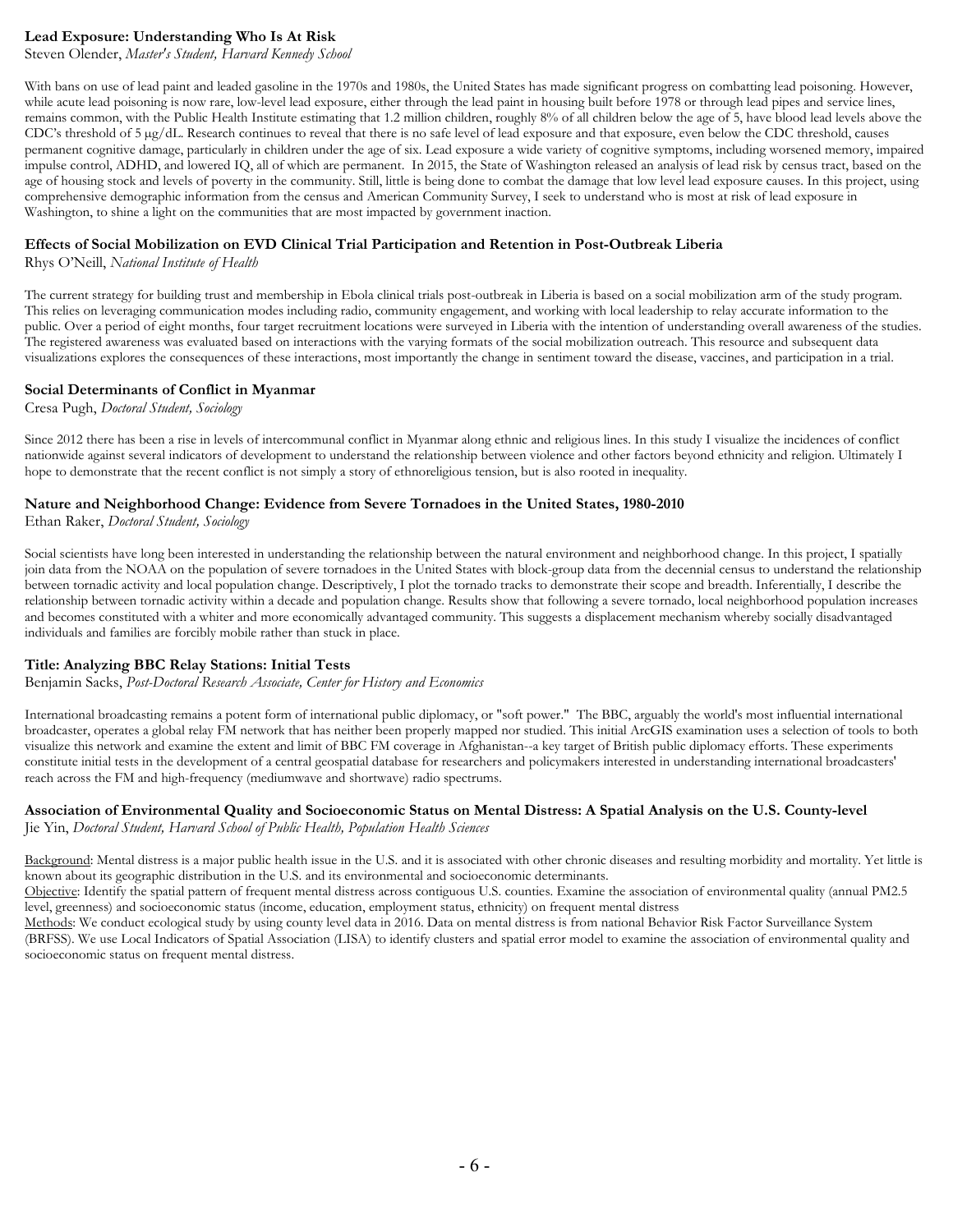### Lead Exposure: Understanding Who Is At Risk

Steven Olender, *Master's Student, Harvard Kennedy School*

With bans on use of lead paint and leaded gasoline in the 1970s and 1980s, the United States has made significant progress on combatting lead poisoning. However, while acute lead poisoning is now rare, low-level lead exposure, either through the lead paint in housing built before 1978 or through lead pipes and service lines, remains common, with the Public Health Institute estimating that 1.2 million children, roughly 8% of all children below the age of 5, have blood lead levels above the CDC's threshold of 5 μg/dL. Research continues to reveal that there is no safe level of lead exposure and that exposure, even below the CDC threshold, causes permanent cognitive damage, particularly in children under the age of six. Lead exposure a wide variety of cognitive symptoms, including worsened memory, impaired impulse control, ADHD, and lowered IQ, all of which are permanent. In 2015, the State of Washington released an analysis of lead risk by census tract, based on the age of housing stock and levels of poverty in the community. Still, little is being done to combat the damage that low level lead exposure causes. In this project, using comprehensive demographic information from the census and American Community Survey, I seek to understand who is most at risk of lead exposure in Washington, to shine a light on the communities that are most impacted by government inaction.

### Effects of Social Mobilization on EVD Clinical Trial Participation and Retention in Post-Outbreak Liberia

Rhys O'Neill, *National Institute of Health*

The current strategy for building trust and membership in Ebola clinical trials post-outbreak in Liberia is based on a social mobilization arm of the study program. This relies on leveraging communication modes including radio, community engagement, and working with local leadership to relay accurate information to the public. Over a period of eight months, four target recruitment locations were surveyed in Liberia with the intention of understanding overall awareness of the studies. The registered awareness was evaluated based on interactions with the varying formats of the social mobilization outreach. This resource and subsequent data visualizations explores the consequences of these interactions, most importantly the change in sentiment toward the disease, vaccines, and participation in a trial.

### Social Determinants of Conflict in Myanmar

Cresa Pugh, *Doctoral Student, Sociology*

Since 2012 there has been a rise in levels of intercommunal conflict in Myanmar along ethnic and religious lines. In this study I visualize the incidences of conflict nationwide against several indicators of development to understand the relationship between violence and other factors beyond ethnicity and religion. Ultimately I hope to demonstrate that the recent conflict is not simply a story of ethnoreligious tension, but is also rooted in inequality.

### Nature and Neighborhood Change: Evidence from Severe Tornadoes in the United States, 1980-2010

Ethan Raker, *Doctoral Student, Sociology*

Social scientists have long been interested in understanding the relationship between the natural environment and neighborhood change. In this project, I spatially join data from the NOAA on the population of severe tornadoes in the United States with block-group data from the decennial census to understand the relationship between tornadic activity and local population change. Descriptively, I plot the tornado tracks to demonstrate their scope and breadth. Inferentially, I describe the relationship between tornadic activity within a decade and population change. Results show that following a severe tornado, local neighborhood population increases and becomes constituted with a whiter and more economically advantaged community. This suggests a displacement mechanism whereby socially disadvantaged individuals and families are forcibly mobile rather than stuck in place.

### Title: Analyzing BBC Relay Stations: Initial Tests

Benjamin Sacks, *Post-Doctoral Research Associate, Center for History and Economics*

International broadcasting remains a potent form of international public diplomacy, or "soft power." The BBC, arguably the world's most influential international broadcaster, operates a global relay FM network that has neither been properly mapped nor studied. This initial ArcGIS examination uses a selection of tools to both visualize this network and examine the extent and limit of BBC FM coverage in Afghanistan--a key target of British public diplomacy efforts. These experiments constitute initial tests in the development of a central geospatial database for researchers and policymakers interested in understanding international broadcasters' reach across the FM and high-frequency (mediumwave and shortwave) radio spectrums.

### Association of Environmental Quality and Socioeconomic Status on Mental Distress: A Spatial Analysis on the U.S. County-level

Jie Yin, *Doctoral Student, Harvard School of Public Health, Population Health Sciences*

Background: Mental distress is a major public health issue in the U.S. and it is associated with other chronic diseases and resulting morbidity and mortality. Yet little is known about its geographic distribution in the U.S. and its environmental and socioeconomic determinants.

Objective: Identify the spatial pattern of frequent mental distress across contiguous U.S. counties. Examine the association of environmental quality (annual PM2.5 level, greenness) and socioeconomic status (income, education, employment status, ethnicity) on frequent mental distress

Methods: We conduct ecological study by using county level data in 2016. Data on mental distress is from national Behavior Risk Factor Surveillance System (BRFSS). We use Local Indicators of Spatial Association (LISA) to identify clusters and spatial error model to examine the association of environmental quality and socioeconomic status on frequent mental distress.